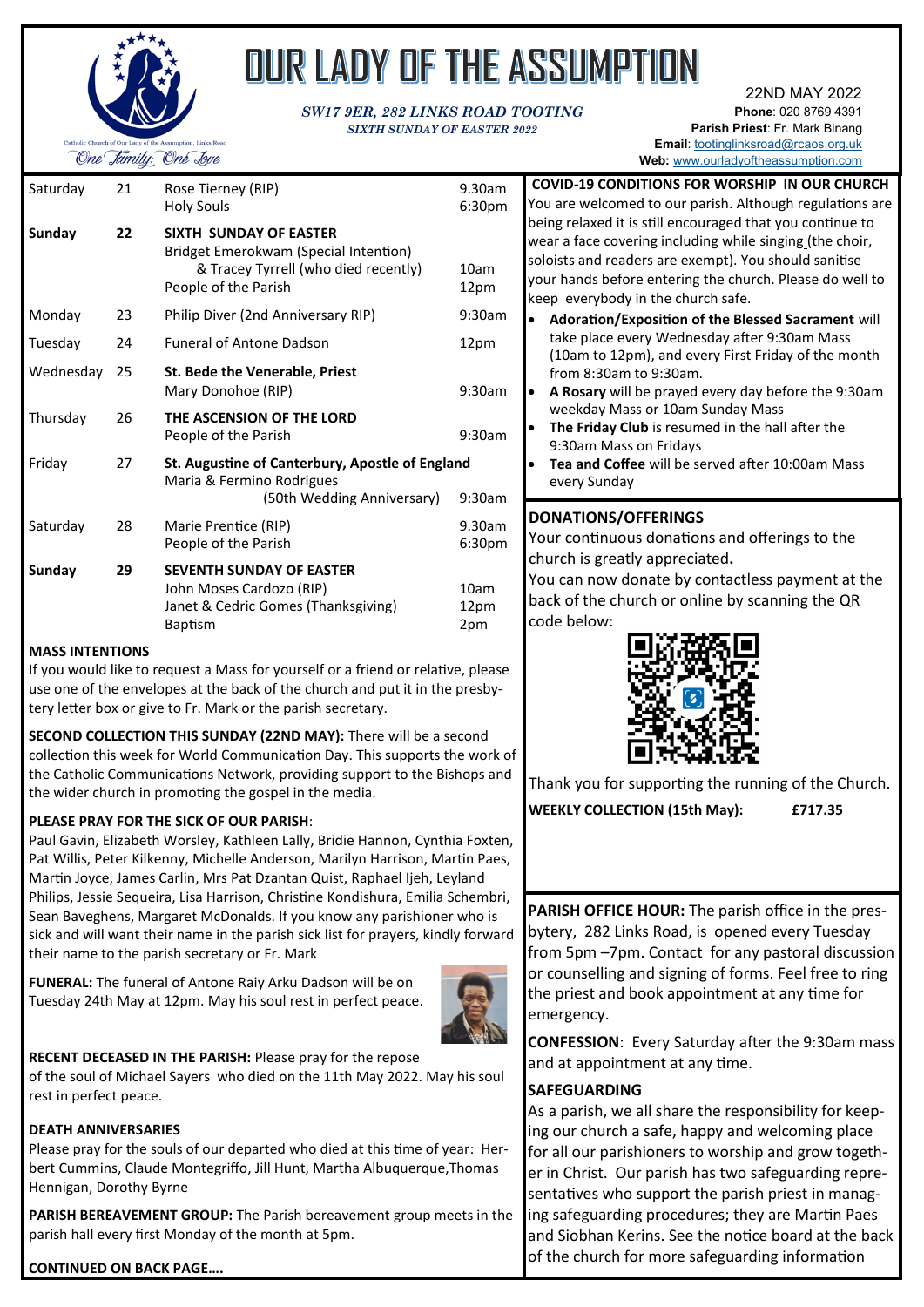# OUR LADY OF THE ASSUMPTION

Catholic Church of Our Lady of the Assumption, Links Road

*One Family, One Love*

***SW17 9ER, 282 LINKS ROAD TOOTING***

***SIXTH SUNDAY OF EASTER 2022***

22ND MAY 2022

**Phone**: 020 8769 4391

**Parish Priest**: Fr. Mark Binang

**Email**: tootinglinksroad@rcaos.org.uk

**Web:** www.ourladyoftheassumption.com

| | | | |
|---|---|---|---|
| Saturday | 21 | Rose Tierney (RIP)<br>Holy Souls | 9.30am<br>6:30pm |
| **Sunday** | **22** | **SIXTH SUNDAY OF EASTER**<br>Bridget Emerokwam (Special Intention)<br>& Tracey Tyrrell (who died recently)<br>People of the Parish | <br><br>10am<br>12pm |
| Monday | 23 | Philip Diver (2nd Anniversary RIP) | 9:30am |
| Tuesday | 24 | Funeral of Antone Dadson | 12pm |
| Wednesday | 25 | **St. Bede the Venerable, Priest**<br>Mary Donohoe (RIP) | <br>9:30am |
| Thursday | 26 | **THE ASCENSION OF THE LORD**<br>People of the Parish | <br>9:30am |
| Friday | 27 | **St. Augustine of Canterbury, Apostle of England**<br>Maria & Fermino Rodrigues<br>(50th Wedding Anniversary) | <br><br>9:30am |
| Saturday | 28 | Marie Prentice (RIP)<br>People of the Parish | 9.30am<br>6:30pm |
| **Sunday** | **29** | **SEVENTH SUNDAY OF EASTER**<br>John Moses Cardozo (RIP)<br>Janet & Cedric Gomes (Thanksgiving)<br>Baptism | <br>10am<br>12pm<br>2pm |

**MASS INTENTIONS**

If you would like to request a Mass for yourself or a friend or relative, please use one of the envelopes at the back of the church and put it in the presbytery letter box or give to Fr. Mark or the parish secretary.

**SECOND COLLECTION THIS SUNDAY (22ND MAY):** There will be a second collection this week for World Communication Day. This supports the work of the Catholic Communications Network, providing support to the Bishops and the wider church in promoting the gospel in the media.

**PLEASE PRAY FOR THE SICK OF OUR PARISH**:

Paul Gavin, Elizabeth Worsley, Kathleen Lally, Bridie Hannon, Cynthia Foxten, Pat Willis, Peter Kilkenny, Michelle Anderson, Marilyn Harrison, Martin Paes, Martin Joyce, James Carlin, Mrs Pat Dzantan Quist, Raphael Ijeh, Leyland Philips, Jessie Sequeira, Lisa Harrison, Christine Kondishura, Emilia Schembri, Sean Baveghens, Margaret McDonalds. If you know any parishioner who is sick and will want their name in the parish sick list for prayers, kindly forward their name to the parish secretary or Fr. Mark

**FUNERAL:** The funeral of Antone Raiy Arku Dadson will be on Tuesday 24th May at 12pm. May his soul rest in perfect peace.

**RECENT DECEASED IN THE PARISH:** Please pray for the repose of the soul of Michael Sayers who died on the 11th May 2022. May his soul rest in perfect peace.

**DEATH ANNIVERSARIES**

Please pray for the souls of our departed who died at this time of year: Herbert Cummins, Claude Montegriffo, Jill Hunt, Martha Albuquerque, Thomas Hennigan, Dorothy Byrne

**PARISH BEREAVEMENT GROUP:** The Parish bereavement group meets in the parish hall every first Monday of the month at 5pm.

**CONTINUED ON BACK PAGE….**

**COVID-19 CONDITIONS FOR WORSHIP IN OUR CHURCH**

You are welcomed to our parish. Although regulations are being relaxed it is still encouraged that you continue to wear a face covering including while singing (the choir, soloists and readers are exempt). You should sanitise your hands before entering the church. Please do well to keep everybody in the church safe.

- **Adoration/Exposition of the Blessed Sacrament** will take place every Wednesday after 9:30am Mass (10am to 12pm), and every First Friday of the month from 8:30am to 9:30am.
- **A Rosary** will be prayed every day before the 9:30am weekday Mass or 10am Sunday Mass
- **The Friday Club** is resumed in the hall after the 9:30am Mass on Fridays
- **Tea and Coffee** will be served after 10:00am Mass every Sunday

**DONATIONS/OFFERINGS**

Your continuous donations and offerings to the church is greatly appreciated**.**

You can now donate by contactless payment at the back of the church or online by scanning the QR code below:

Thank you for supporting the running of the Church.

**WEEKLY COLLECTION (15th May): £717.35**

**PARISH OFFICE HOUR:** The parish office in the presbytery, 282 Links Road, is opened every Tuesday from 5pm –7pm. Contact for any pastoral discussion or counselling and signing of forms. Feel free to ring the priest and book appointment at any time for emergency.

**CONFESSION**: Every Saturday after the 9:30am mass and at appointment at any time.

**SAFEGUARDING**

As a parish, we all share the responsibility for keeping our church a safe, happy and welcoming place for all our parishioners to worship and grow together in Christ. Our parish has two safeguarding representatives who support the parish priest in managing safeguarding procedures; they are Martin Paes and Siobhan Kerins. See the notice board at the back of the church for more safeguarding information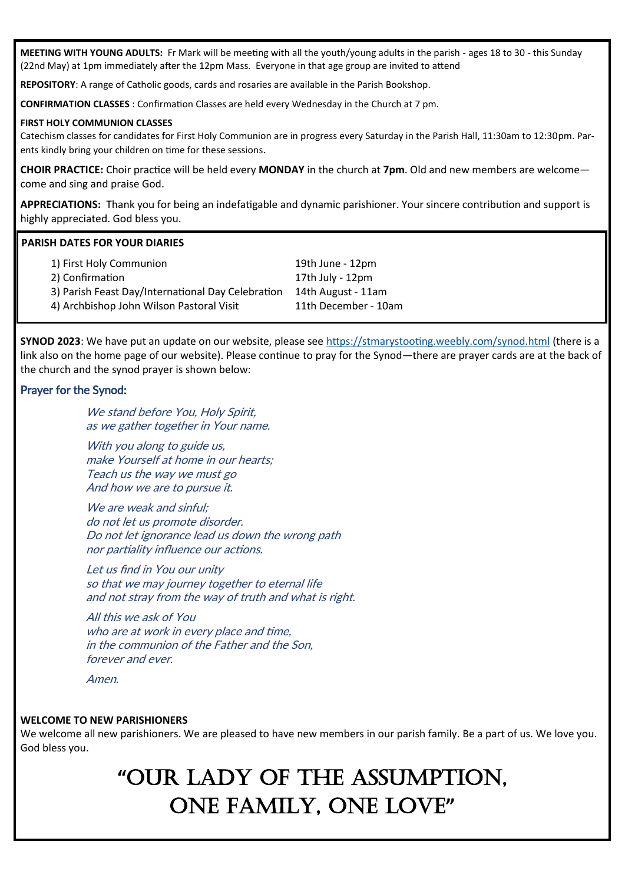**MEETING WITH YOUNG ADULTS:** Fr Mark will be meeting with all the youth/young adults in the parish - ages 18 to 30 - this Sunday (22nd May) at 1pm immediately after the 12pm Mass. Everyone in that age group are invited to attend

**REPOSITORY**: A range of Catholic goods, cards and rosaries are available in the Parish Bookshop.

**CONFIRMATION CLASSES** : Confirmation Classes are held every Wednesday in the Church at 7 pm.

**FIRST HOLY COMMUNION CLASSES**

Catechism classes for candidates for First Holy Communion are in progress every Saturday in the Parish Hall, 11:30am to 12:30pm. Parents kindly bring your children on time for these sessions.

**CHOIR PRACTICE:** Choir practice will be held every **MONDAY** in the church at **7pm**. Old and new members are welcome—come and sing and praise God.

**APPRECIATIONS:** Thank you for being an indefatigable and dynamic parishioner. Your sincere contribution and support is highly appreciated. God bless you.

**PARISH DATES FOR YOUR DIARIES**

| Event | Date |
|---|---|
| 1) First Holy Communion | 19th June - 12pm |
| 2) Confirmation | 17th July - 12pm |
| 3) Parish Feast Day/International Day Celebration | 14th August - 11am |
| 4) Archbishop John Wilson Pastoral Visit | 11th December - 10am |

**SYNOD 2023**: We have put an update on our website, please see https://stmarystooting.weebly.com/synod.html (there is a link also on the home page of our website). Please continue to pray for the Synod—there are prayer cards are at the back of the church and the synod prayer is shown below:

## Prayer for the Synod:

*We stand before You, Holy Spirit,*
*as we gather together in Your name.*

*With you along to guide us,*
*make Yourself at home in our hearts;*
*Teach us the way we must go*
*And how we are to pursue it.*

*We are weak and sinful;*
*do not let us promote disorder.*
*Do not let ignorance lead us down the wrong path*
*nor partiality influence our actions.*

*Let us find in You our unity*
*so that we may journey together to eternal life*
*and not stray from the way of truth and what is right.*

*All this we ask of You*
*who are at work in every place and time,*
*in the communion of the Father and the Son,*
*forever and ever.*

*Amen.*

**WELCOME TO NEW PARISHIONERS**

We welcome all new parishioners. We are pleased to have new members in our parish family. Be a part of us. We love you. God bless you.

# "OUR LADY OF THE ASSUMPTION, ONE FAMILY, ONE LOVE"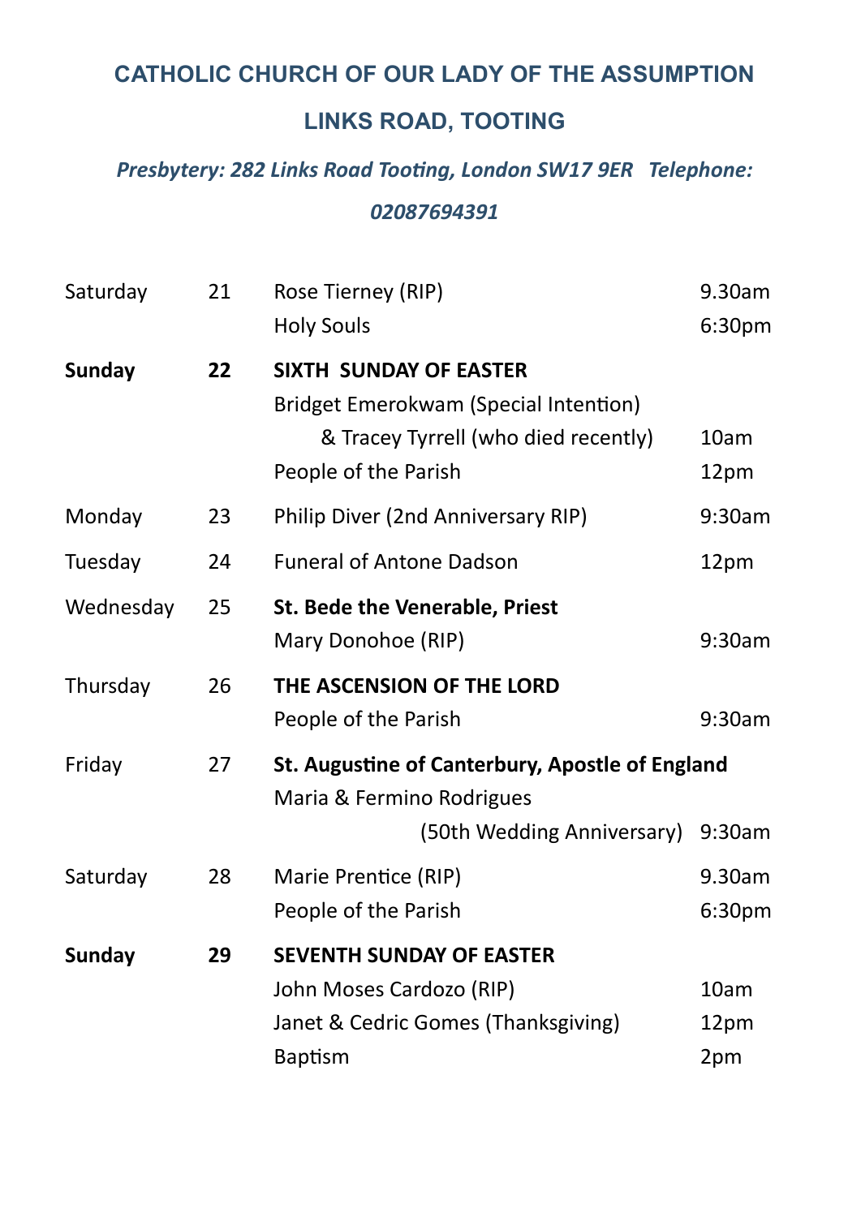## CATHOLIC CHURCH OF OUR LADY OF THE ASSUMPTION

## LINKS ROAD, TOOTING

*Presbytery: 282 Links Road Tooting, London SW17 9ER Telephone: 02087694391*

| | | | |
|---|---|---|---|
| Saturday | 21 | Rose Tierney (RIP) | 9.30am |
| | | Holy Souls | 6:30pm |
| **Sunday** | **22** | **SIXTH SUNDAY OF EASTER** | |
| | | Bridget Emerokwam (Special Intention) & Tracey Tyrrell (who died recently) | 10am |
| | | People of the Parish | 12pm |
| Monday | 23 | Philip Diver (2nd Anniversary RIP) | 9:30am |
| Tuesday | 24 | Funeral of Antone Dadson | 12pm |
| Wednesday | 25 | **St. Bede the Venerable, Priest** | |
| | | Mary Donohoe (RIP) | 9:30am |
| Thursday | 26 | **THE ASCENSION OF THE LORD** | |
| | | People of the Parish | 9:30am |
| Friday | 27 | **St. Augustine of Canterbury, Apostle of England** | |
| | | Maria & Fermino Rodrigues (50th Wedding Anniversary) | 9:30am |
| Saturday | 28 | Marie Prentice (RIP) | 9.30am |
| | | People of the Parish | 6:30pm |
| **Sunday** | **29** | **SEVENTH SUNDAY OF EASTER** | |
| | | John Moses Cardozo (RIP) | 10am |
| | | Janet & Cedric Gomes (Thanksgiving) | 12pm |
| | | Baptism | 2pm |